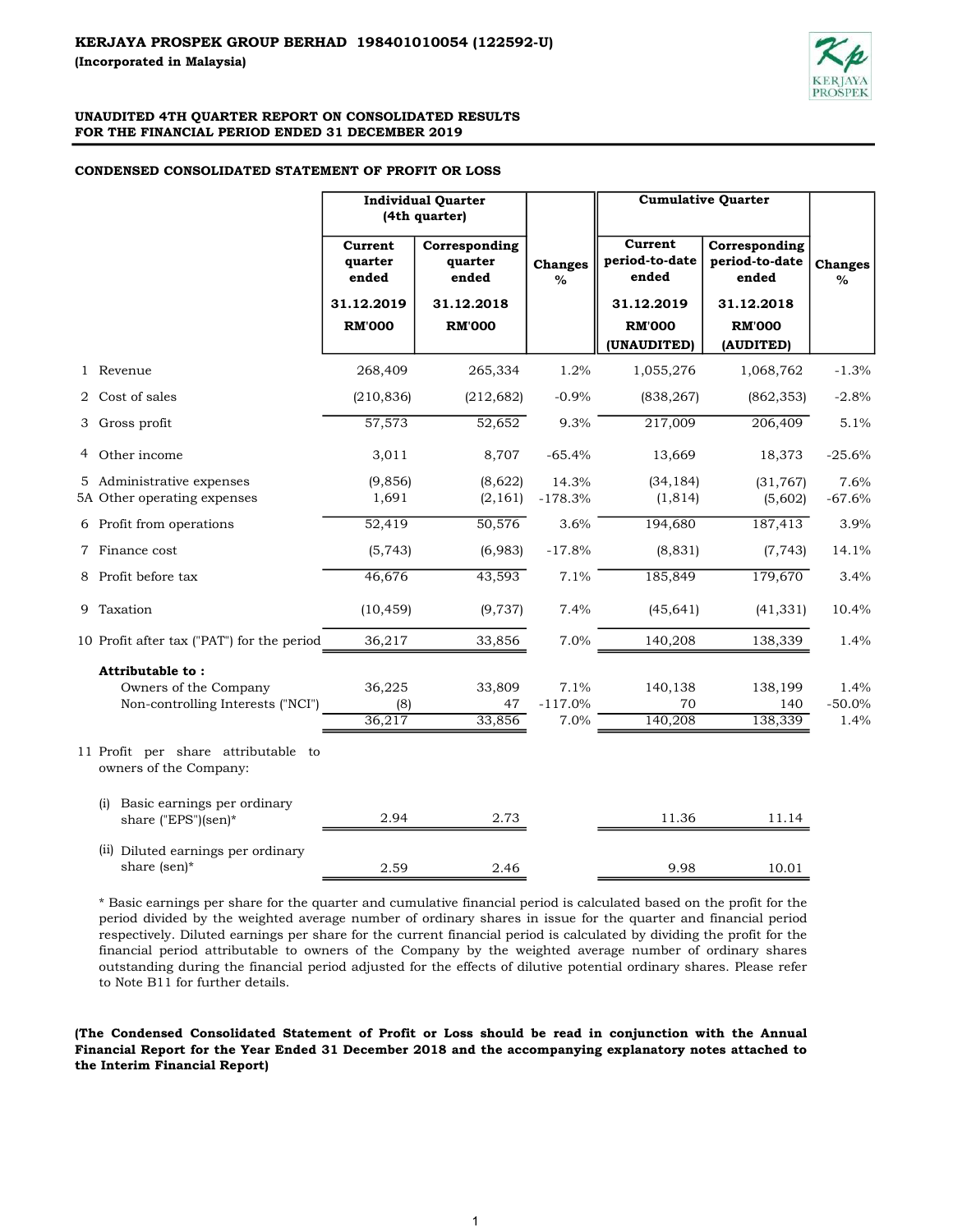**KERJAYA PROSPEK GROUP BERHAD 198401010054 (122592-U)**

**(Incorporated in Malaysia)**

**UNAUDITED 4TH QUARTER REPORT ON CONSOLIDATED RESULTS**
**FOR THE FINANCIAL PERIOD ENDED 31 DECEMBER 2019**

**CONDENSED CONSOLIDATED STATEMENT OF PROFIT OR LOSS**

| | | Individual Quarter (4th quarter) | | | Cumulative Quarter | | |
|---|---|---|---|---|---|---|---|
| | | Current quarter ended | Corresponding quarter ended | Changes % | Current period-to-date ended | Corresponding period-to-date ended | Changes % |
| | | 31.12.2019 | 31.12.2018 | | 31.12.2019 | 31.12.2018 | |
| | | RM'000 | RM'000 | | RM'000 (UNAUDITED) | RM'000 (AUDITED) | |
| 1 | Revenue | 268,409 | 265,334 | 1.2% | 1,055,276 | 1,068,762 | -1.3% |
| 2 | Cost of sales | (210,836) | (212,682) | -0.9% | (838,267) | (862,353) | -2.8% |
| 3 | Gross profit | 57,573 | 52,652 | 9.3% | 217,009 | 206,409 | 5.1% |
| 4 | Other income | 3,011 | 8,707 | -65.4% | 13,669 | 18,373 | -25.6% |
| 5 | Administrative expenses | (9,856) | (8,622) | 14.3% | (34,184) | (31,767) | 7.6% |
| 5A | Other operating expenses | 1,691 | (2,161) | -178.3% | (1,814) | (5,602) | -67.6% |
| 6 | Profit from operations | 52,419 | 50,576 | 3.6% | 194,680 | 187,413 | 3.9% |
| 7 | Finance cost | (5,743) | (6,983) | -17.8% | (8,831) | (7,743) | 14.1% |
| 8 | Profit before tax | 46,676 | 43,593 | 7.1% | 185,849 | 179,670 | 3.4% |
| 9 | Taxation | (10,459) | (9,737) | 7.4% | (45,641) | (41,331) | 10.4% |
| 10 | Profit after tax ("PAT") for the period | 36,217 | 33,856 | 7.0% | 140,208 | 138,339 | 1.4% |
| | **Attributable to :** | | | | | | |
| | Owners of the Company | 36,225 | 33,809 | 7.1% | 140,138 | 138,199 | 1.4% |
| | Non-controlling Interests ("NCI") | (8) | 47 | -117.0% | 70 | 140 | -50.0% |
| | | 36,217 | 33,856 | 7.0% | 140,208 | 138,339 | 1.4% |
| 11 | Profit per share attributable to owners of the Company: | | | | | | |
| | (i) Basic earnings per ordinary share ("EPS")(sen)* | 2.94 | 2.73 | | 11.36 | 11.14 | |
| | (ii) Diluted earnings per ordinary share (sen)* | 2.59 | 2.46 | | 9.98 | 10.01 | |

* Basic earnings per share for the quarter and cumulative financial period is calculated based on the profit for the period divided by the weighted average number of ordinary shares in issue for the quarter and financial period respectively. Diluted earnings per share for the current financial period is calculated by dividing the profit for the financial period attributable to owners of the Company by the weighted average number of ordinary shares outstanding during the financial period adjusted for the effects of dilutive potential ordinary shares. Please refer to Note B11 for further details.

**(The Condensed Consolidated Statement of Profit or Loss should be read in conjunction with the Annual Financial Report for the Year Ended 31 December 2018 and the accompanying explanatory notes attached to the Interim Financial Report)**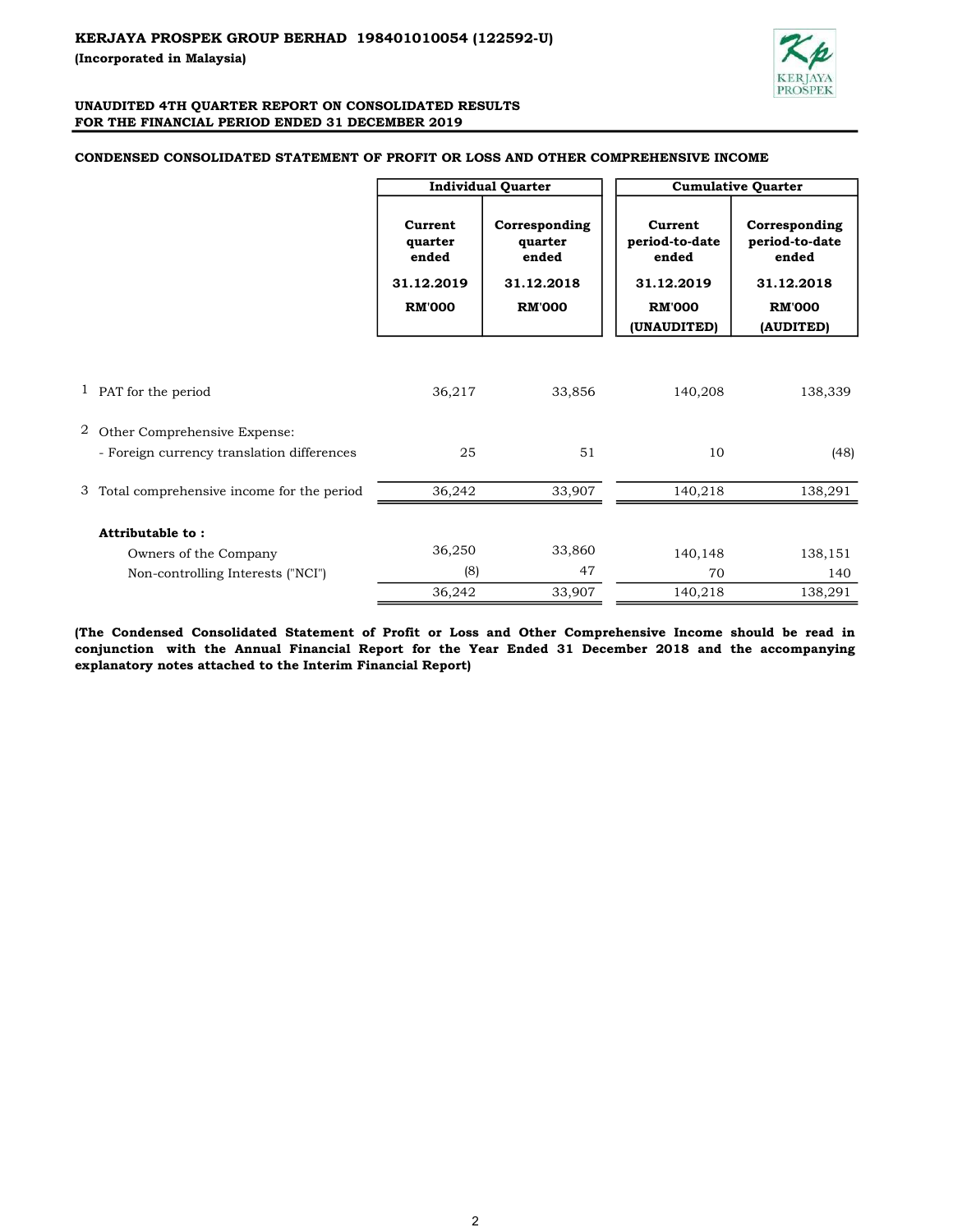**KERJAYA PROSPEK GROUP BERHAD 198401010054 (122592-U)**

**(Incorporated in Malaysia)**

**UNAUDITED 4TH QUARTER REPORT ON CONSOLIDATED RESULTS**
**FOR THE FINANCIAL PERIOD ENDED 31 DECEMBER 2019**

**CONDENSED CONSOLIDATED STATEMENT OF PROFIT OR LOSS AND OTHER COMPREHENSIVE INCOME**

| | | Individual Quarter | | Cumulative Quarter | |
|---|---|---|---|---|---|
| | | Current quarter ended | Corresponding quarter ended | Current period-to-date ended | Corresponding period-to-date ended |
| | | 31.12.2019 | 31.12.2018 | 31.12.2019 | 31.12.2018 |
| | | RM'000 | RM'000 | RM'000 (UNAUDITED) | RM'000 (AUDITED) |
| 1 | PAT for the period | 36,217 | 33,856 | 140,208 | 138,339 |
| 2 | Other Comprehensive Expense: | | | | |
| | - Foreign currency translation differences | 25 | 51 | 10 | (48) |
| 3 | Total comprehensive income for the period | 36,242 | 33,907 | 140,218 | 138,291 |
| | **Attributable to :** | | | | |
| | Owners of the Company | 36,250 | 33,860 | 140,148 | 138,151 |
| | Non-controlling Interests ("NCI") | (8) | 47 | 70 | 140 |
| | | 36,242 | 33,907 | 140,218 | 138,291 |

**(The Condensed Consolidated Statement of Profit or Loss and Other Comprehensive Income should be read in conjunction with the Annual Financial Report for the Year Ended 31 December 2018 and the accompanying explanatory notes attached to the Interim Financial Report)**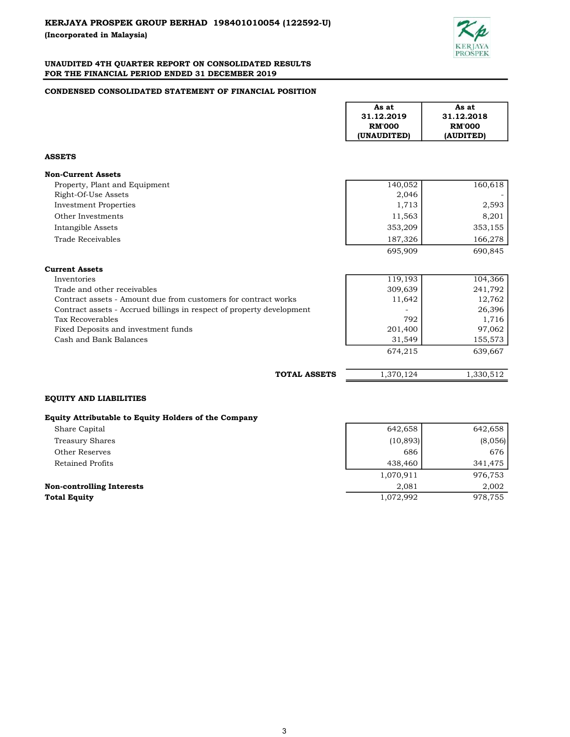**KERJAYA PROSPEK GROUP BERHAD 198401010054 (122592-U)**

**(Incorporated in Malaysia)**

**UNAUDITED 4TH QUARTER REPORT ON CONSOLIDATED RESULTS**
**FOR THE FINANCIAL PERIOD ENDED 31 DECEMBER 2019**

**CONDENSED CONSOLIDATED STATEMENT OF FINANCIAL POSITION**

| | As at 31.12.2019 RM'000 (UNAUDITED) | As at 31.12.2018 RM'000 (AUDITED) |
|---|---|---|
| **ASSETS** | | |
| **Non-Current Assets** | | |
| Property, Plant and Equipment | 140,052 | 160,618 |
| Right-Of-Use Assets | 2,046 | - |
| Investment Properties | 1,713 | 2,593 |
| Other Investments | 11,563 | 8,201 |
| Intangible Assets | 353,209 | 353,155 |
| Trade Receivables | 187,326 | 166,278 |
| | 695,909 | 690,845 |
| **Current Assets** | | |
| Inventories | 119,193 | 104,366 |
| Trade and other receivables | 309,639 | 241,792 |
| Contract assets - Amount due from customers for contract works | 11,642 | 12,762 |
| Contract assets - Accrued billings in respect of property development | - | 26,396 |
| Tax Recoverables | 792 | 1,716 |
| Fixed Deposits and investment funds | 201,400 | 97,062 |
| Cash and Bank Balances | 31,549 | 155,573 |
| | 674,215 | 639,667 |
| **TOTAL ASSETS** | 1,370,124 | 1,330,512 |
| **EQUITY AND LIABILITIES** | | |
| **Equity Attributable to Equity Holders of the Company** | | |
| Share Capital | 642,658 | 642,658 |
| Treasury Shares | (10,893) | (8,056) |
| Other Reserves | 686 | 676 |
| Retained Profits | 438,460 | 341,475 |
| | 1,070,911 | 976,753 |
| **Non-controlling Interests** | 2,081 | 2,002 |
| **Total Equity** | 1,072,992 | 978,755 |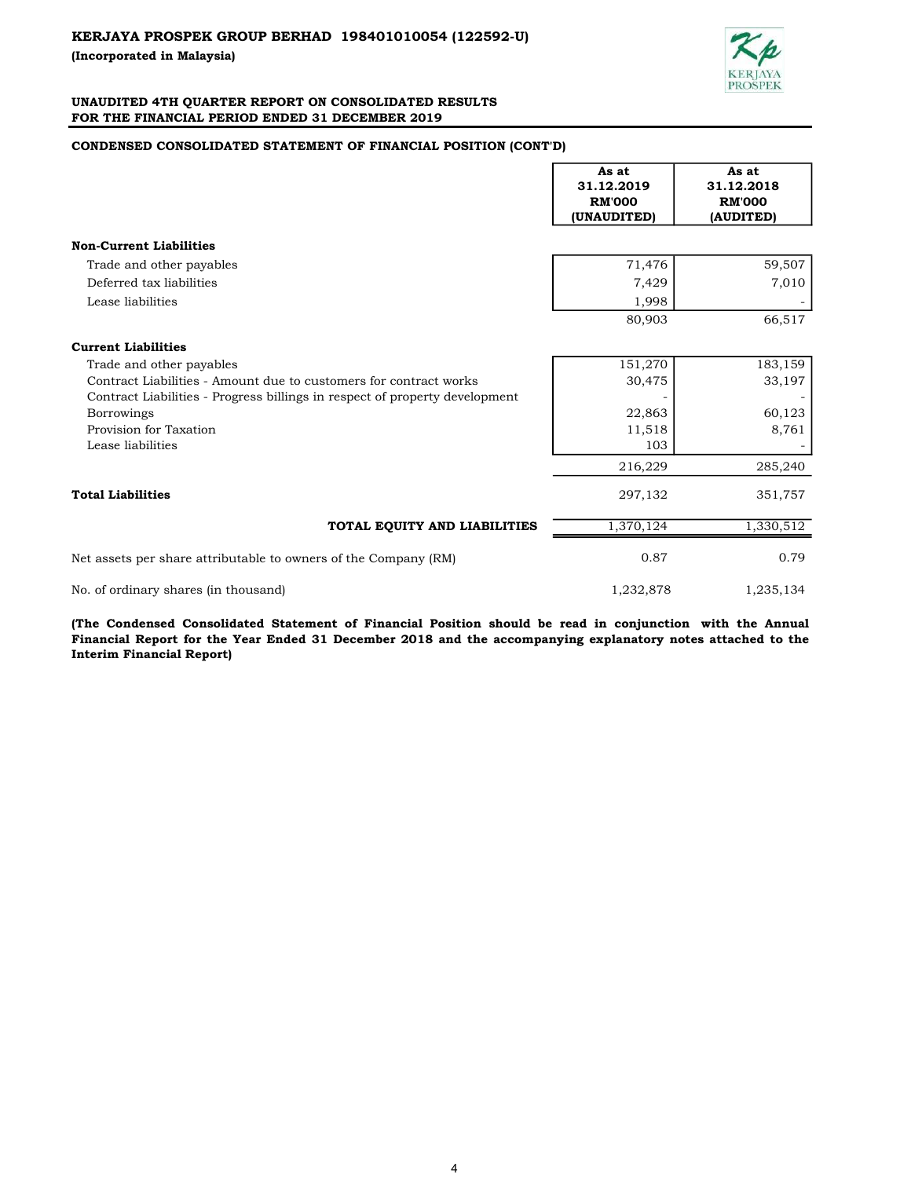**KERJAYA PROSPEK GROUP BERHAD 198401010054 (122592-U)**

**(Incorporated in Malaysia)**

**UNAUDITED 4TH QUARTER REPORT ON CONSOLIDATED RESULTS**
**FOR THE FINANCIAL PERIOD ENDED 31 DECEMBER 2019**

**CONDENSED CONSOLIDATED STATEMENT OF FINANCIAL POSITION (CONT'D)**

| | As at 31.12.2019 RM'000 (UNAUDITED) | As at 31.12.2018 RM'000 (AUDITED) |
|---|---|---|
| **Non-Current Liabilities** | | |
| Trade and other payables | 71,476 | 59,507 |
| Deferred tax liabilities | 7,429 | 7,010 |
| Lease liabilities | 1,998 | - |
| | 80,903 | 66,517 |
| **Current Liabilities** | | |
| Trade and other payables | 151,270 | 183,159 |
| Contract Liabilities - Amount due to customers for contract works | 30,475 | 33,197 |
| Contract Liabilities - Progress billings in respect of property development | - | - |
| Borrowings | 22,863 | 60,123 |
| Provision for Taxation | 11,518 | 8,761 |
| Lease liabilities | 103 | - |
| | 216,229 | 285,240 |
| **Total Liabilities** | 297,132 | 351,757 |
| **TOTAL EQUITY AND LIABILITIES** | 1,370,124 | 1,330,512 |
| Net assets per share attributable to owners of the Company (RM) | 0.87 | 0.79 |
| No. of ordinary shares (in thousand) | 1,232,878 | 1,235,134 |

**(The Condensed Consolidated Statement of Financial Position should be read in conjunction with the Annual Financial Report for the Year Ended 31 December 2018 and the accompanying explanatory notes attached to the Interim Financial Report)**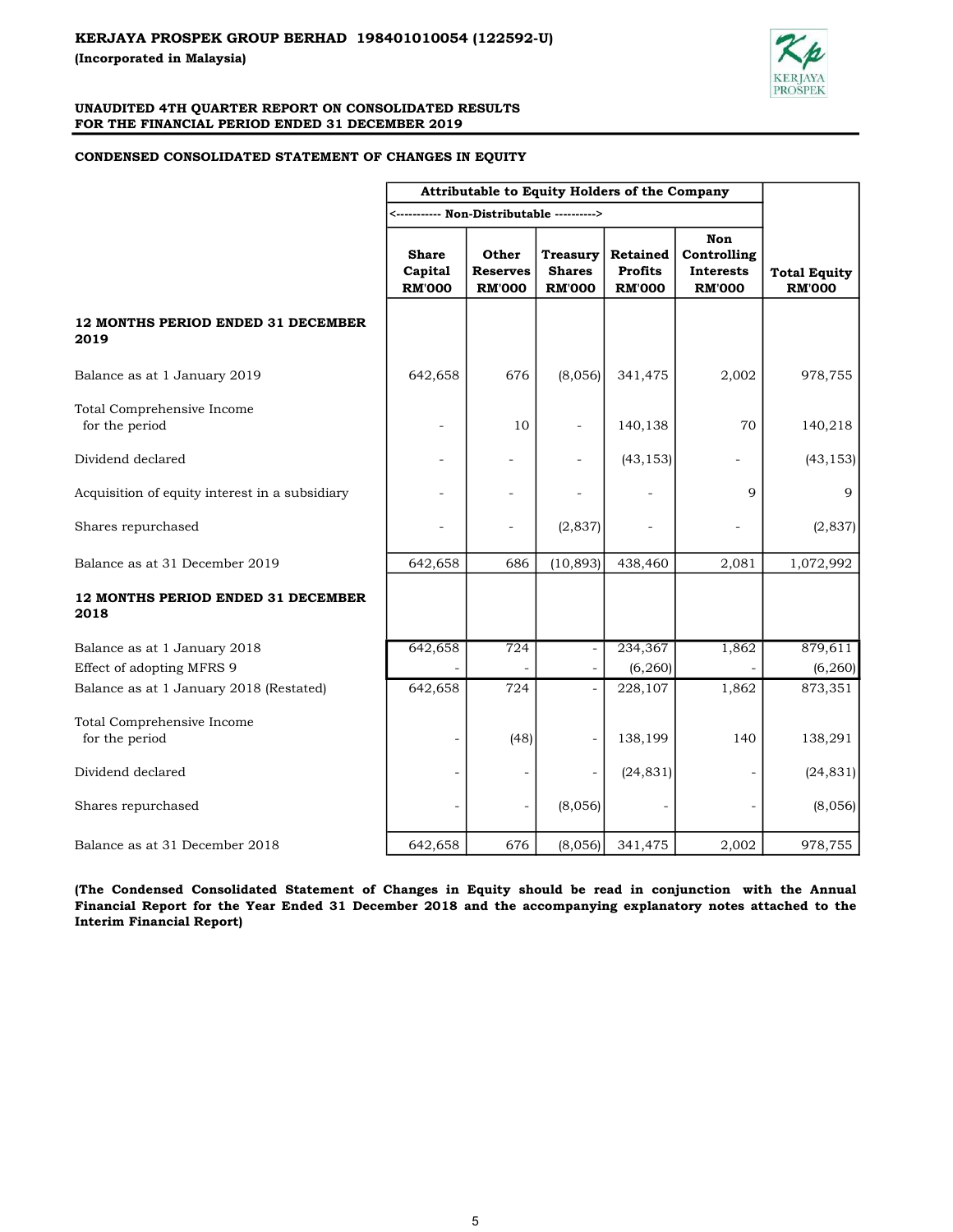**KERJAYA PROSPEK GROUP BERHAD 198401010054 (122592-U)**

**(Incorporated in Malaysia)**

**UNAUDITED 4TH QUARTER REPORT ON CONSOLIDATED RESULTS**
**FOR THE FINANCIAL PERIOD ENDED 31 DECEMBER 2019**

**CONDENSED CONSOLIDATED STATEMENT OF CHANGES IN EQUITY**

| | Attributable to Equity Holders of the Company | | | | | |
|---|---|---|---|---|---|---|
| | <---------- Non-Distributable ----------> | | | | | |
| | Share Capital RM'000 | Other Reserves RM'000 | Treasury Shares RM'000 | Retained Profits RM'000 | Non Controlling Interests RM'000 | Total Equity RM'000 |
| **12 MONTHS PERIOD ENDED 31 DECEMBER 2019** | | | | | | |
| Balance as at 1 January 2019 | 642,658 | 676 | (8,056) | 341,475 | 2,002 | 978,755 |
| Total Comprehensive Income for the period | - | 10 | - | 140,138 | 70 | 140,218 |
| Dividend declared | - | - | - | (43,153) | - | (43,153) |
| Acquisition of equity interest in a subsidiary | - | - | - | - | 9 | 9 |
| Shares repurchased | - | - | (2,837) | - | - | (2,837) |
| Balance as at 31 December 2019 | 642,658 | 686 | (10,893) | 438,460 | 2,081 | 1,072,992 |
| **12 MONTHS PERIOD ENDED 31 DECEMBER 2018** | | | | | | |
| Balance as at 1 January 2018 | 642,658 | 724 | - | 234,367 | 1,862 | 879,611 |
| Effect of adopting MFRS 9 | - | - | - | (6,260) | - | (6,260) |
| Balance as at 1 January 2018 (Restated) | 642,658 | 724 | - | 228,107 | 1,862 | 873,351 |
| Total Comprehensive Income for the period | - | (48) | - | 138,199 | 140 | 138,291 |
| Dividend declared | - | - | - | (24,831) | - | (24,831) |
| Shares repurchased | - | - | (8,056) | - | - | (8,056) |
| Balance as at 31 December 2018 | 642,658 | 676 | (8,056) | 341,475 | 2,002 | 978,755 |

**(The Condensed Consolidated Statement of Changes in Equity should be read in conjunction with the Annual Financial Report for the Year Ended 31 December 2018 and the accompanying explanatory notes attached to the Interim Financial Report)**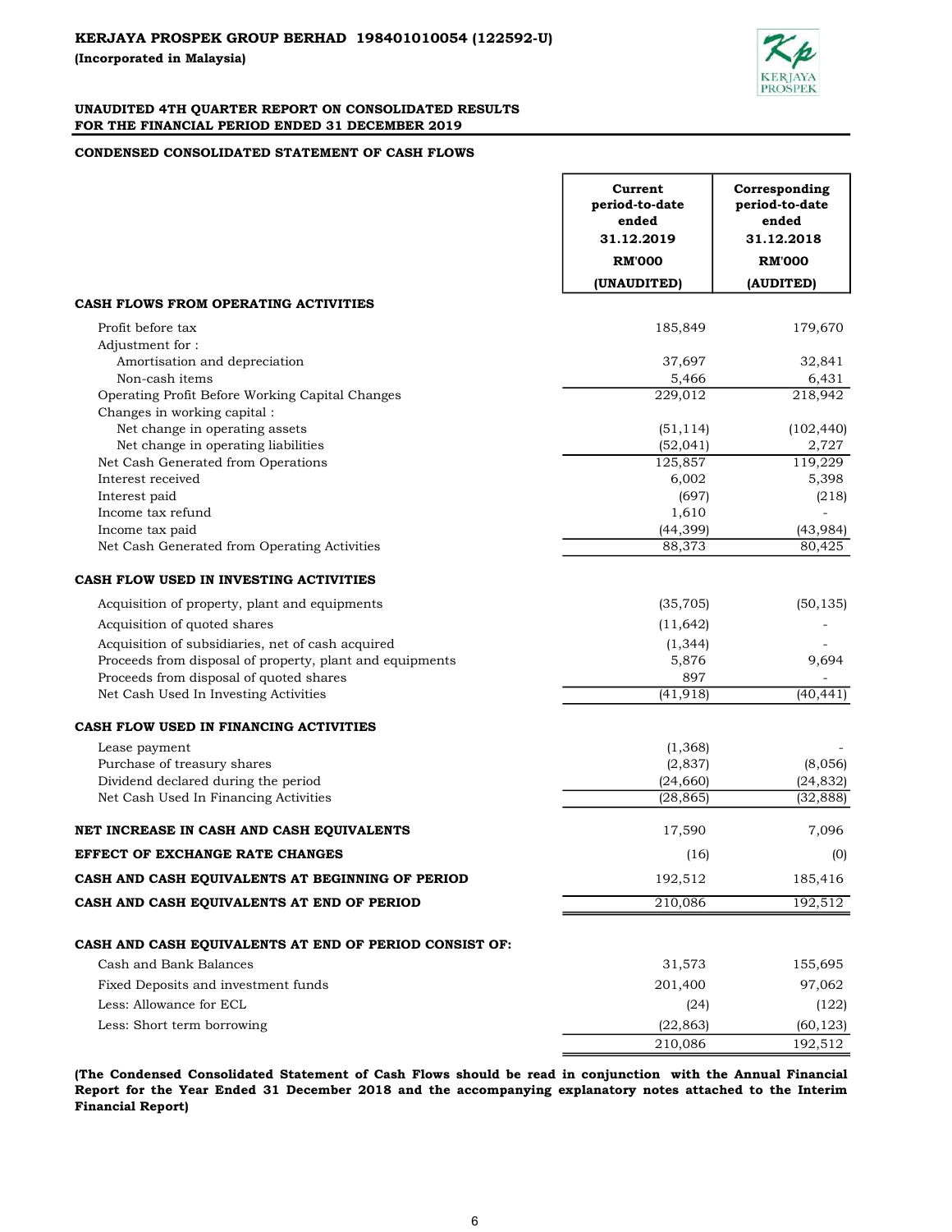**KERJAYA PROSPEK GROUP BERHAD 198401010054 (122592-U)**
**(Incorporated in Malaysia)**

**UNAUDITED 4TH QUARTER REPORT ON CONSOLIDATED RESULTS**
**FOR THE FINANCIAL PERIOD ENDED 31 DECEMBER 2019**

**CONDENSED CONSOLIDATED STATEMENT OF CASH FLOWS**

| | Current period-to-date ended 31.12.2019 RM'000 (UNAUDITED) | Corresponding period-to-date ended 31.12.2018 RM'000 (AUDITED) |
|---|---|---|
| **CASH FLOWS FROM OPERATING ACTIVITIES** | | |
| Profit before tax | 185,849 | 179,670 |
| Adjustment for : | | |
| Amortisation and depreciation | 37,697 | 32,841 |
| Non-cash items | 5,466 | 6,431 |
| Operating Profit Before Working Capital Changes | 229,012 | 218,942 |
| Changes in working capital : | | |
| Net change in operating assets | (51,114) | (102,440) |
| Net change in operating liabilities | (52,041) | 2,727 |
| Net Cash Generated from Operations | 125,857 | 119,229 |
| Interest received | 6,002 | 5,398 |
| Interest paid | (697) | (218) |
| Income tax refund | 1,610 | - |
| Income tax paid | (44,399) | (43,984) |
| Net Cash Generated from Operating Activities | 88,373 | 80,425 |
| **CASH FLOW USED IN INVESTING ACTIVITIES** | | |
| Acquisition of property, plant and equipments | (35,705) | (50,135) |
| Acquisition of quoted shares | (11,642) | - |
| Acquisition of subsidiaries, net of cash acquired | (1,344) | - |
| Proceeds from disposal of property, plant and equipments | 5,876 | 9,694 |
| Proceeds from disposal of quoted shares | 897 | - |
| Net Cash Used In Investing Activities | (41,918) | (40,441) |
| **CASH FLOW USED IN FINANCING ACTIVITIES** | | |
| Lease payment | (1,368) | - |
| Purchase of treasury shares | (2,837) | (8,056) |
| Dividend declared during the period | (24,660) | (24,832) |
| Net Cash Used In Financing Activities | (28,865) | (32,888) |
| **NET INCREASE IN CASH AND CASH EQUIVALENTS** | 17,590 | 7,096 |
| **EFFECT OF EXCHANGE RATE CHANGES** | (16) | (0) |
| **CASH AND CASH EQUIVALENTS AT BEGINNING OF PERIOD** | 192,512 | 185,416 |
| **CASH AND CASH EQUIVALENTS AT END OF PERIOD** | 210,086 | 192,512 |
| **CASH AND CASH EQUIVALENTS AT END OF PERIOD CONSIST OF:** | | |
| Cash and Bank Balances | 31,573 | 155,695 |
| Fixed Deposits and investment funds | 201,400 | 97,062 |
| Less: Allowance for ECL | (24) | (122) |
| Less: Short term borrowing | (22,863) | (60,123) |
| | 210,086 | 192,512 |

**(The Condensed Consolidated Statement of Cash Flows should be read in conjunction with the Annual Financial Report for the Year Ended 31 December 2018 and the accompanying explanatory notes attached to the Interim Financial Report)**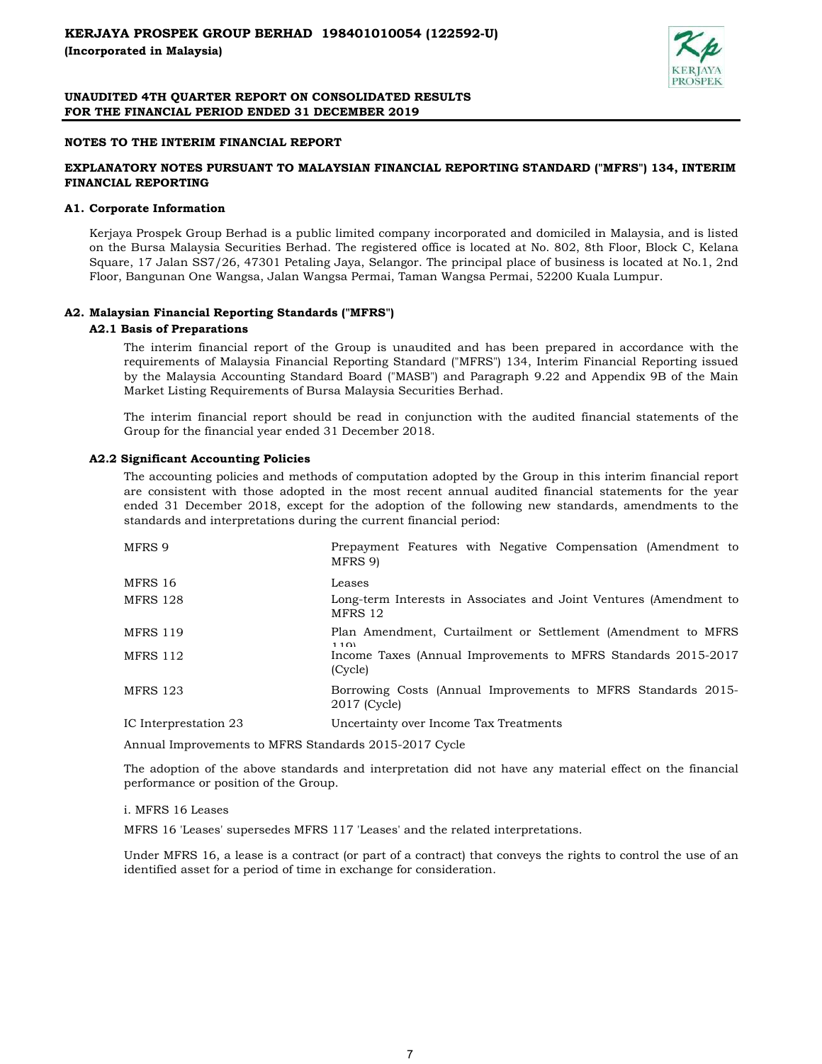## NOTES TO THE INTERIM FINANCIAL REPORT

## EXPLANATORY NOTES PURSUANT TO MALAYSIAN FINANCIAL REPORTING STANDARD ("MFRS") 134, INTERIM FINANCIAL REPORTING

### A1. Corporate Information

Kerjaya Prospek Group Berhad is a public limited company incorporated and domiciled in Malaysia, and is listed on the Bursa Malaysia Securities Berhad. The registered office is located at No. 802, 8th Floor, Block C, Kelana Square, 17 Jalan SS7/26, 47301 Petaling Jaya, Selangor. The principal place of business is located at No.1, 2nd Floor, Bangunan One Wangsa, Jalan Wangsa Permai, Taman Wangsa Permai, 52200 Kuala Lumpur.

### A2. Malaysian Financial Reporting Standards ("MFRS")

#### A2.1 Basis of Preparations

The interim financial report of the Group is unaudited and has been prepared in accordance with the requirements of Malaysia Financial Reporting Standard ("MFRS") 134, Interim Financial Reporting issued by the Malaysia Accounting Standard Board ("MASB") and Paragraph 9.22 and Appendix 9B of the Main Market Listing Requirements of Bursa Malaysia Securities Berhad.

The interim financial report should be read in conjunction with the audited financial statements of the Group for the financial year ended 31 December 2018.

#### A2.2 Significant Accounting Policies

The accounting policies and methods of computation adopted by the Group in this interim financial report are consistent with those adopted in the most recent annual audited financial statements for the year ended 31 December 2018, except for the adoption of the following new standards, amendments to the standards and interpretations during the current financial period:

| | |
|---|---|
| MFRS 9 | Prepayment Features with Negative Compensation (Amendment to MFRS 9) |
| MFRS 16 | Leases |
| MFRS 128 | Long-term Interests in Associates and Joint Ventures (Amendment to MFRS 12 |
| MFRS 119 | Plan Amendment, Curtailment or Settlement (Amendment to MFRS 119) |
| MFRS 112 | Income Taxes (Annual Improvements to MFRS Standards 2015-2017 (Cycle) |
| MFRS 123 | Borrowing Costs (Annual Improvements to MFRS Standards 2015-2017 (Cycle) |
| IC Interpretation 23 | Uncertainty over Income Tax Treatments |

Annual Improvements to MFRS Standards 2015-2017 Cycle

The adoption of the above standards and interpretation did not have any material effect on the financial performance or position of the Group.

i. MFRS 16 Leases

MFRS 16 'Leases' supersedes MFRS 117 'Leases' and the related interpretations.

Under MFRS 16, a lease is a contract (or part of a contract) that conveys the rights to control the use of an identified asset for a period of time in exchange for consideration.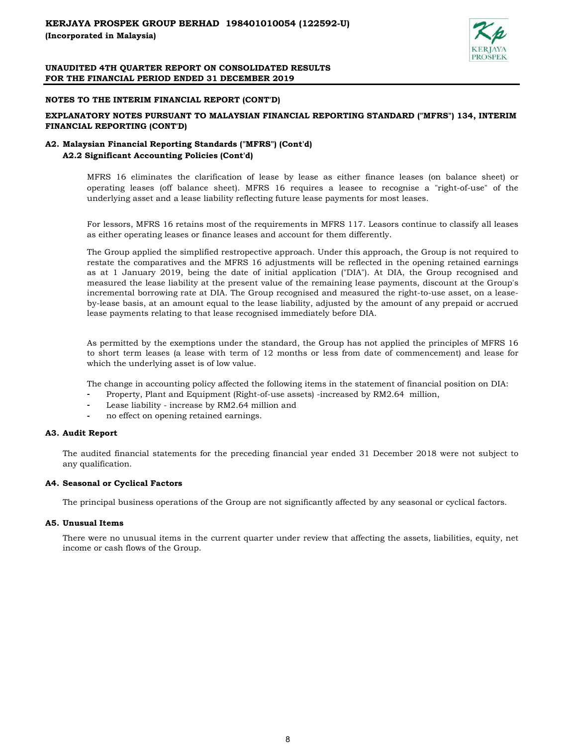## NOTES TO THE INTERIM FINANCIAL REPORT (CONT'D)

## EXPLANATORY NOTES PURSUANT TO MALAYSIAN FINANCIAL REPORTING STANDARD ("MFRS") 134, INTERIM FINANCIAL REPORTING (CONT'D)

### A2. Malaysian Financial Reporting Standards ("MFRS") (Cont'd)

#### A2.2 Significant Accounting Policies (Cont'd)

MFRS 16 eliminates the clarification of lease by lease as either finance leases (on balance sheet) or operating leases (off balance sheet). MFRS 16 requires a leasee to recognise a "right-of-use" of the underlying asset and a lease liability reflecting future lease payments for most leases.

For lessors, MFRS 16 retains most of the requirements in MFRS 117. Leasors continue to classify all leases as either operating leases or finance leases and account for them differently.

The Group applied the simplified restropective approach. Under this approach, the Group is not required to restate the comparatives and the MFRS 16 adjustments will be reflected in the opening retained earnings as at 1 January 2019, being the date of initial application ("DIA"). At DIA, the Group recognised and measured the lease liability at the present value of the remaining lease payments, discount at the Group's incremental borrowing rate at DIA. The Group recognised and measured the right-to-use asset, on a lease-by-lease basis, at an amount equal to the lease liability, adjusted by the amount of any prepaid or accrued lease payments relating to that lease recognised immediately before DIA.

As permitted by the exemptions under the standard, the Group has not applied the principles of MFRS 16 to short term leases (a lease with term of 12 months or less from date of commencement) and lease for which the underlying asset is of low value.

The change in accounting policy affected the following items in the statement of financial position on DIA:

- Property, Plant and Equipment (Right-of-use assets) -increased by RM2.64 million,
- Lease liability - increase by RM2.64 million and
- no effect on opening retained earnings.

### A3. Audit Report

The audited financial statements for the preceding financial year ended 31 December 2018 were not subject to any qualification.

### A4. Seasonal or Cyclical Factors

The principal business operations of the Group are not significantly affected by any seasonal or cyclical factors.

### A5. Unusual Items

There were no unusual items in the current quarter under review that affecting the assets, liabilities, equity, net income or cash flows of the Group.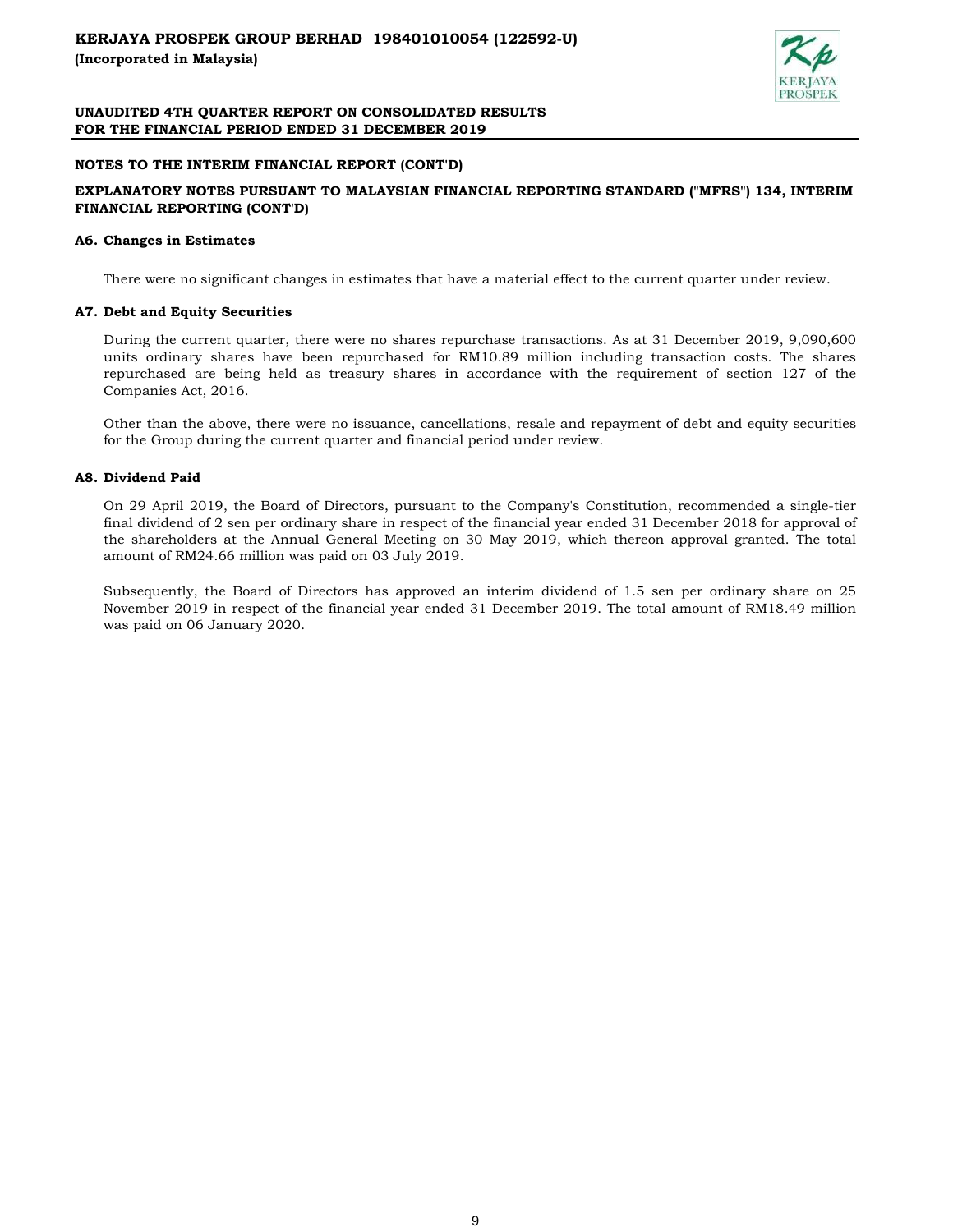## NOTES TO THE INTERIM FINANCIAL REPORT (CONT'D)

### EXPLANATORY NOTES PURSUANT TO MALAYSIAN FINANCIAL REPORTING STANDARD ("MFRS") 134, INTERIM FINANCIAL REPORTING (CONT'D)

**A6. Changes in Estimates**

There were no significant changes in estimates that have a material effect to the current quarter under review.

**A7. Debt and Equity Securities**

During the current quarter, there were no shares repurchase transactions. As at 31 December 2019, 9,090,600 units ordinary shares have been repurchased for RM10.89 million including transaction costs. The shares repurchased are being held as treasury shares in accordance with the requirement of section 127 of the Companies Act, 2016.

Other than the above, there were no issuance, cancellations, resale and repayment of debt and equity securities for the Group during the current quarter and financial period under review.

**A8. Dividend Paid**

On 29 April 2019, the Board of Directors, pursuant to the Company's Constitution, recommended a single-tier final dividend of 2 sen per ordinary share in respect of the financial year ended 31 December 2018 for approval of the shareholders at the Annual General Meeting on 30 May 2019, which thereon approval granted. The total amount of RM24.66 million was paid on 03 July 2019.

Subsequently, the Board of Directors has approved an interim dividend of 1.5 sen per ordinary share on 25 November 2019 in respect of the financial year ended 31 December 2019. The total amount of RM18.49 million was paid on 06 January 2020.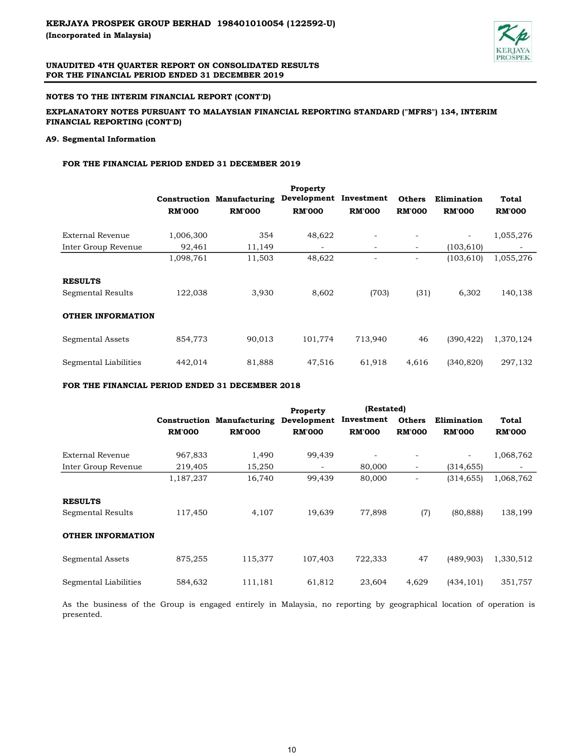## NOTES TO THE INTERIM FINANCIAL REPORT (CONT'D)

**EXPLANATORY NOTES PURSUANT TO MALAYSIAN FINANCIAL REPORTING STANDARD ("MFRS") 134, INTERIM FINANCIAL REPORTING (CONT'D)**

### A9. Segmental Information

**FOR THE FINANCIAL PERIOD ENDED 31 DECEMBER 2019**

| | Construction | Manufacturing | Property Development | Investment | Others | Elimination | Total |
|---|---|---|---|---|---|---|---|
| | RM'000 | RM'000 | RM'000 | RM'000 | RM'000 | RM'000 | RM'000 |
| External Revenue | 1,006,300 | 354 | 48,622 | - | - | - | 1,055,276 |
| Inter Group Revenue | 92,461 | 11,149 | - | - | - | (103,610) | - |
| | 1,098,761 | 11,503 | 48,622 | - | - | (103,610) | 1,055,276 |
| **RESULTS** | | | | | | | |
| Segmental Results | 122,038 | 3,930 | 8,602 | (703) | (31) | 6,302 | 140,138 |
| **OTHER INFORMATION** | | | | | | | |
| Segmental Assets | 854,773 | 90,013 | 101,774 | 713,940 | 46 | (390,422) | 1,370,124 |
| Segmental Liabilities | 442,014 | 81,888 | 47,516 | 61,918 | 4,616 | (340,820) | 297,132 |

**FOR THE FINANCIAL PERIOD ENDED 31 DECEMBER 2018**

| | | | | (Restated) | | | |
|---|---|---|---|---|---|---|---|
| | Construction | Manufacturing | Property Development | Investment | Others | Elimination | Total |
| | RM'000 | RM'000 | RM'000 | RM'000 | RM'000 | RM'000 | RM'000 |
| External Revenue | 967,833 | 1,490 | 99,439 | - | - | - | 1,068,762 |
| Inter Group Revenue | 219,405 | 15,250 | - | 80,000 | - | (314,655) | - |
| | 1,187,237 | 16,740 | 99,439 | 80,000 | - | (314,655) | 1,068,762 |
| **RESULTS** | | | | | | | |
| Segmental Results | 117,450 | 4,107 | 19,639 | 77,898 | (7) | (80,888) | 138,199 |
| **OTHER INFORMATION** | | | | | | | |
| Segmental Assets | 875,255 | 115,377 | 107,403 | 722,333 | 47 | (489,903) | 1,330,512 |
| Segmental Liabilities | 584,632 | 111,181 | 61,812 | 23,604 | 4,629 | (434,101) | 351,757 |

As the business of the Group is engaged entirely in Malaysia, no reporting by geographical location of operation is presented.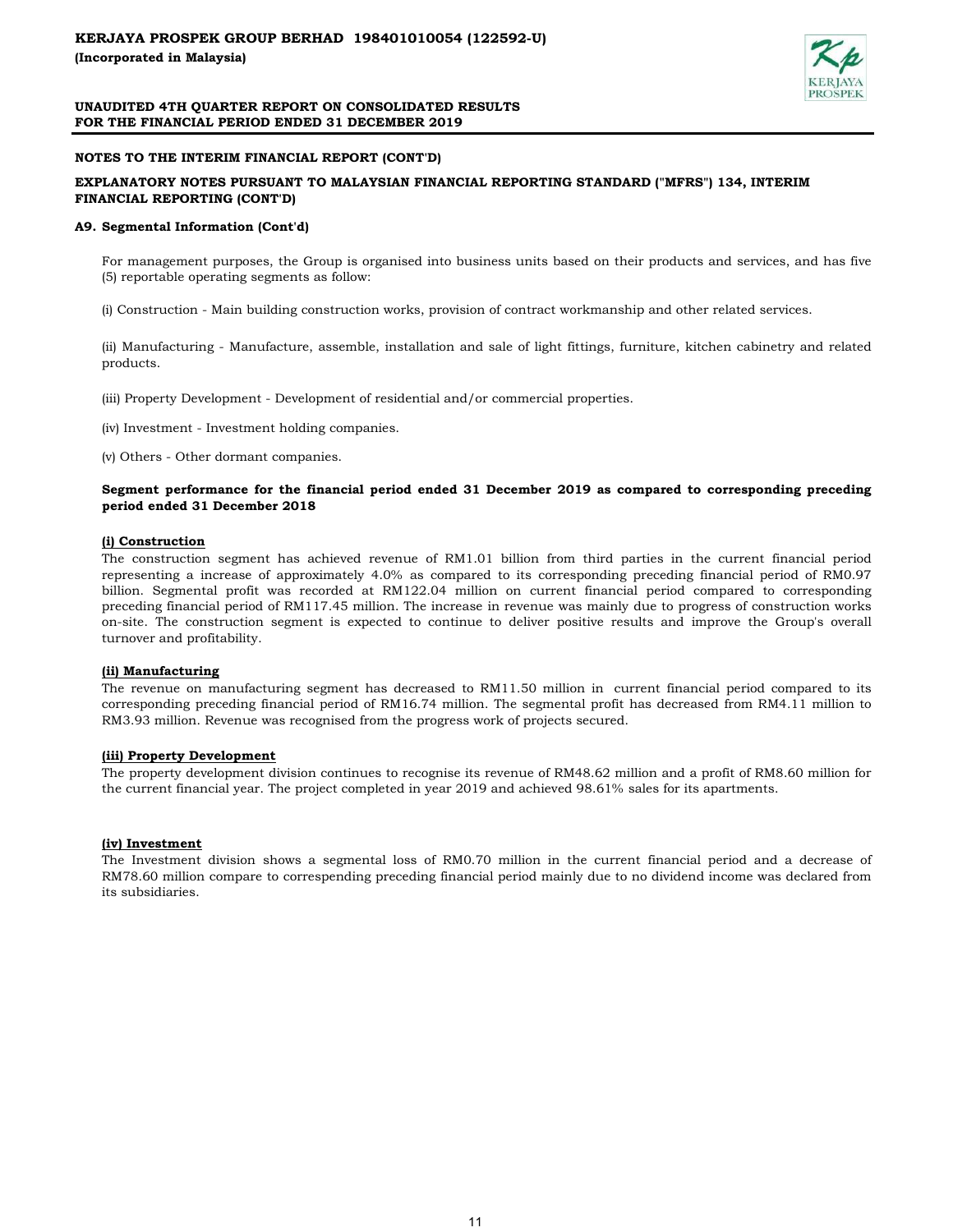## NOTES TO THE INTERIM FINANCIAL REPORT (CONT'D)

### EXPLANATORY NOTES PURSUANT TO MALAYSIAN FINANCIAL REPORTING STANDARD ("MFRS") 134, INTERIM FINANCIAL REPORTING (CONT'D)

### A9. Segmental Information (Cont'd)

For management purposes, the Group is organised into business units based on their products and services, and has five (5) reportable operating segments as follow:

(i) Construction - Main building construction works, provision of contract workmanship and other related services.

(ii) Manufacturing - Manufacture, assemble, installation and sale of light fittings, furniture, kitchen cabinetry and related products.

(iii) Property Development - Development of residential and/or commercial properties.

(iv) Investment - Investment holding companies.

(v) Others - Other dormant companies.

**Segment performance for the financial period ended 31 December 2019 as compared to corresponding preceding period ended 31 December 2018**

**(i) Construction**

The construction segment has achieved revenue of RM1.01 billion from third parties in the current financial period representing a increase of approximately 4.0% as compared to its corresponding preceding financial period of RM0.97 billion. Segmental profit was recorded at RM122.04 million on current financial period compared to corresponding preceding financial period of RM117.45 million. The increase in revenue was mainly due to progress of construction works on-site. The construction segment is expected to continue to deliver positive results and improve the Group's overall turnover and profitability.

**(ii) Manufacturing**

The revenue on manufacturing segment has decreased to RM11.50 million in current financial period compared to its corresponding preceding financial period of RM16.74 million. The segmental profit has decreased from RM4.11 million to RM3.93 million. Revenue was recognised from the progress work of projects secured.

**(iii) Property Development**

The property development division continues to recognise its revenue of RM48.62 million and a profit of RM8.60 million for the current financial year. The project completed in year 2019 and achieved 98.61% sales for its apartments.

**(iv) Investment**

The Investment division shows a segmental loss of RM0.70 million in the current financial period and a decrease of RM78.60 million compare to correspending preceding financial period mainly due to no dividend income was declared from its subsidiaries.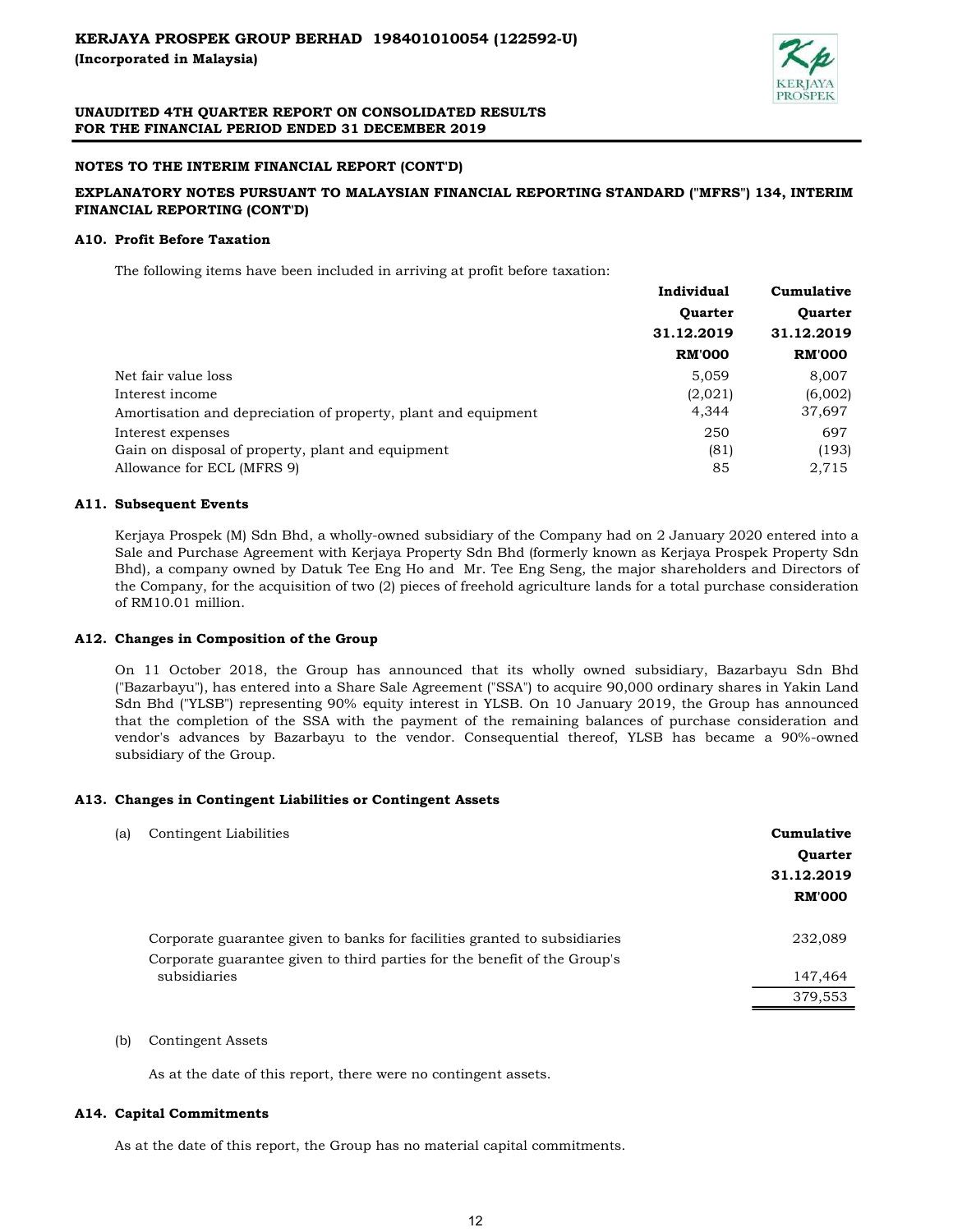**NOTES TO THE INTERIM FINANCIAL REPORT (CONT'D)**

**EXPLANATORY NOTES PURSUANT TO MALAYSIAN FINANCIAL REPORTING STANDARD ("MFRS") 134, INTERIM FINANCIAL REPORTING (CONT'D)**

**A10. Profit Before Taxation**

The following items have been included in arriving at profit before taxation:

| | Individual Quarter 31.12.2019 RM'000 | Cumulative Quarter 31.12.2019 RM'000 |
|---|---|---|
| Net fair value loss | 5,059 | 8,007 |
| Interest income | (2,021) | (6,002) |
| Amortisation and depreciation of property, plant and equipment | 4,344 | 37,697 |
| Interest expenses | 250 | 697 |
| Gain on disposal of property, plant and equipment | (81) | (193) |
| Allowance for ECL (MFRS 9) | 85 | 2,715 |

**A11. Subsequent Events**

Kerjaya Prospek (M) Sdn Bhd, a wholly-owned subsidiary of the Company had on 2 January 2020 entered into a Sale and Purchase Agreement with Kerjaya Property Sdn Bhd (formerly known as Kerjaya Prospek Property Sdn Bhd), a company owned by Datuk Tee Eng Ho and Mr. Tee Eng Seng, the major shareholders and Directors of the Company, for the acquisition of two (2) pieces of freehold agriculture lands for a total purchase consideration of RM10.01 million.

**A12. Changes in Composition of the Group**

On 11 October 2018, the Group has announced that its wholly owned subsidiary, Bazarbayu Sdn Bhd ("Bazarbayu"), has entered into a Share Sale Agreement ("SSA") to acquire 90,000 ordinary shares in Yakin Land Sdn Bhd ("YLSB") representing 90% equity interest in YLSB. On 10 January 2019, the Group has announced that the completion of the SSA with the payment of the remaining balances of purchase consideration and vendor's advances by Bazarbayu to the vendor. Consequential thereof, YLSB has became a 90%-owned subsidiary of the Group.

**A13. Changes in Contingent Liabilities or Contingent Assets**

(a) Contingent Liabilities

| | Cumulative Quarter 31.12.2019 RM'000 |
|---|---|
| Corporate guarantee given to banks for facilities granted to subsidiaries | 232,089 |
| Corporate guarantee given to third parties for the benefit of the Group's subsidiaries | 147,464 |
| | 379,553 |

(b) Contingent Assets

As at the date of this report, there were no contingent assets.

**A14. Capital Commitments**

As at the date of this report, the Group has no material capital commitments.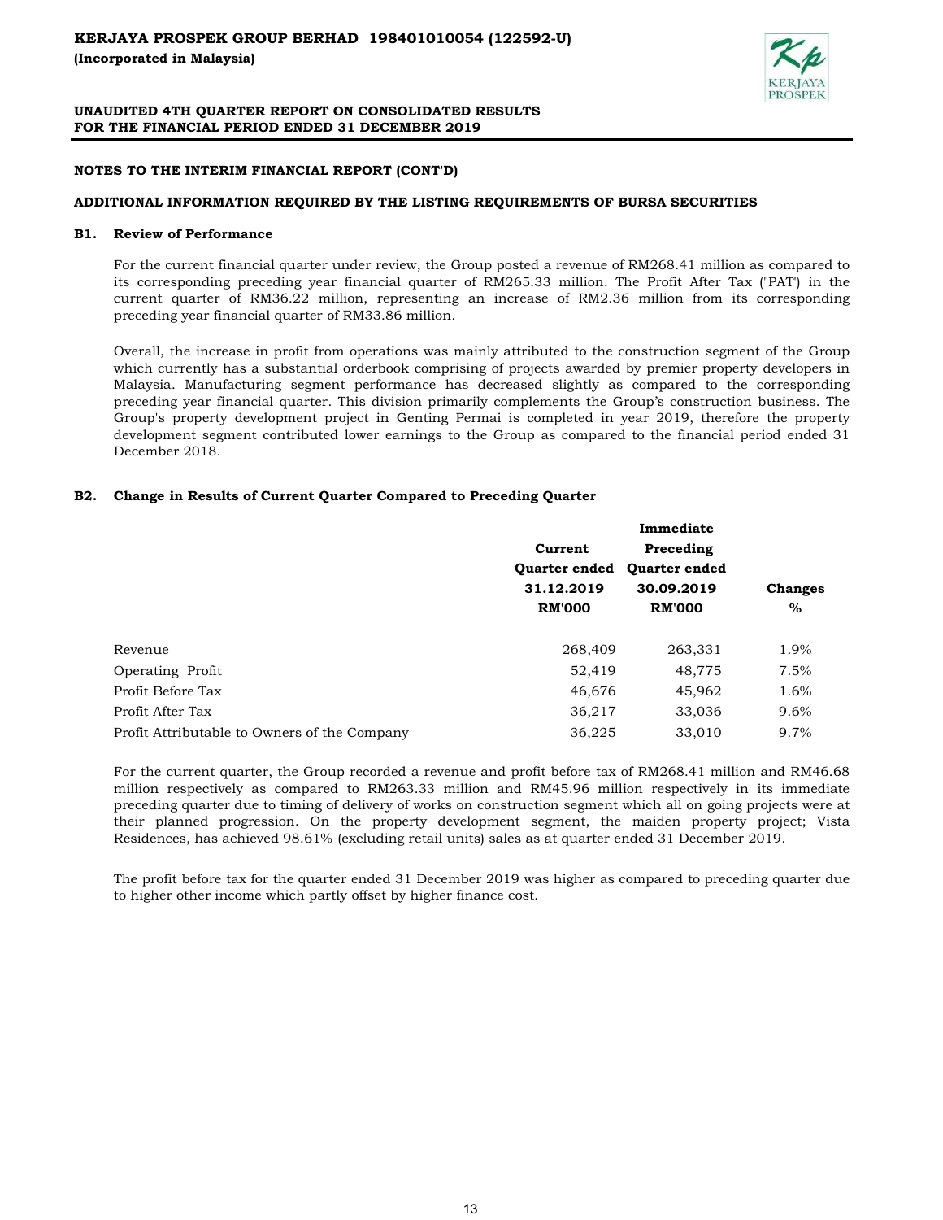## NOTES TO THE INTERIM FINANCIAL REPORT (CONT'D)

## ADDITIONAL INFORMATION REQUIRED BY THE LISTING REQUIREMENTS OF BURSA SECURITIES

### B1. Review of Performance

For the current financial quarter under review, the Group posted a revenue of RM268.41 million as compared to its corresponding preceding year financial quarter of RM265.33 million. The Profit After Tax ("PAT") in the current quarter of RM36.22 million, representing an increase of RM2.36 million from its corresponding preceding year financial quarter of RM33.86 million.

Overall, the increase in profit from operations was mainly attributed to the construction segment of the Group which currently has a substantial orderbook comprising of projects awarded by premier property developers in Malaysia. Manufacturing segment performance has decreased slightly as compared to the corresponding preceding year financial quarter. This division primarily complements the Group's construction business. The Group's property development project in Genting Permai is completed in year 2019, therefore the property development segment contributed lower earnings to the Group as compared to the financial period ended 31 December 2018.

### B2. Change in Results of Current Quarter Compared to Preceding Quarter

| | Current Quarter ended 31.12.2019 RM'000 | Immediate Preceding Quarter ended 30.09.2019 RM'000 | Changes % |
|---|---|---|---|
| Revenue | 268,409 | 263,331 | 1.9% |
| Operating Profit | 52,419 | 48,775 | 7.5% |
| Profit Before Tax | 46,676 | 45,962 | 1.6% |
| Profit After Tax | 36,217 | 33,036 | 9.6% |
| Profit Attributable to Owners of the Company | 36,225 | 33,010 | 9.7% |

For the current quarter, the Group recorded a revenue and profit before tax of RM268.41 million and RM46.68 million respectively as compared to RM263.33 million and RM45.96 million respectively in its immediate preceding quarter due to timing of delivery of works on construction segment which all on going projects were at their planned progression. On the property development segment, the maiden property project; Vista Residences, has achieved 98.61% (excluding retail units) sales as at quarter ended 31 December 2019.

The profit before tax for the quarter ended 31 December 2019 was higher as compared to preceding quarter due to higher other income which partly offset by higher finance cost.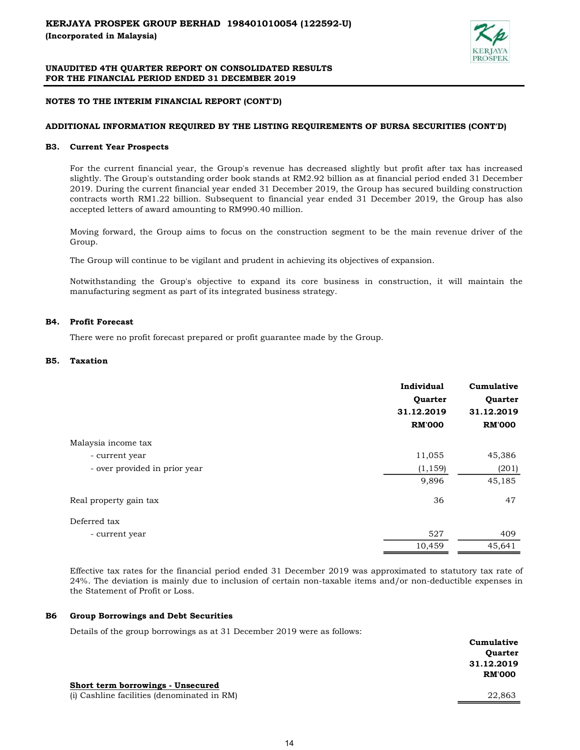## NOTES TO THE INTERIM FINANCIAL REPORT (CONT'D)

### ADDITIONAL INFORMATION REQUIRED BY THE LISTING REQUIREMENTS OF BURSA SECURITIES (CONT'D)

**B3. Current Year Prospects**

For the current financial year, the Group's revenue has decreased slightly but profit after tax has increased slightly. The Group's outstanding order book stands at RM2.92 billion as at financial period ended 31 December 2019. During the current financial year ended 31 December 2019, the Group has secured building construction contracts worth RM1.22 billion. Subsequent to financial year ended 31 December 2019, the Group has also accepted letters of award amounting to RM990.40 million.

Moving forward, the Group aims to focus on the construction segment to be the main revenue driver of the Group.

The Group will continue to be vigilant and prudent in achieving its objectives of expansion.

Notwithstanding the Group's objective to expand its core business in construction, it will maintain the manufacturing segment as part of its integrated business strategy.

**B4. Profit Forecast**

There were no profit forecast prepared or profit guarantee made by the Group.

**B5. Taxation**

| | Individual Quarter 31.12.2019 RM'000 | Cumulative Quarter 31.12.2019 RM'000 |
|---|---|---|
| Malaysia income tax | | |
| - current year | 11,055 | 45,386 |
| - over provided in prior year | (1,159) | (201) |
| | 9,896 | 45,185 |
| Real property gain tax | 36 | 47 |
| Deferred tax | | |
| - current year | 527 | 409 |
| | 10,459 | 45,641 |

Effective tax rates for the financial period ended 31 December 2019 was approximated to statutory tax rate of 24%. The deviation is mainly due to inclusion of certain non-taxable items and/or non-deductible expenses in the Statement of Profit or Loss.

**B6 Group Borrowings and Debt Securities**

Details of the group borrowings as at 31 December 2019 were as follows:

| | Cumulative Quarter 31.12.2019 RM'000 |
|---|---|
| **Short term borrowings - Unsecured** | |
| (i) Cashline facilities (denominated in RM) | 22,863 |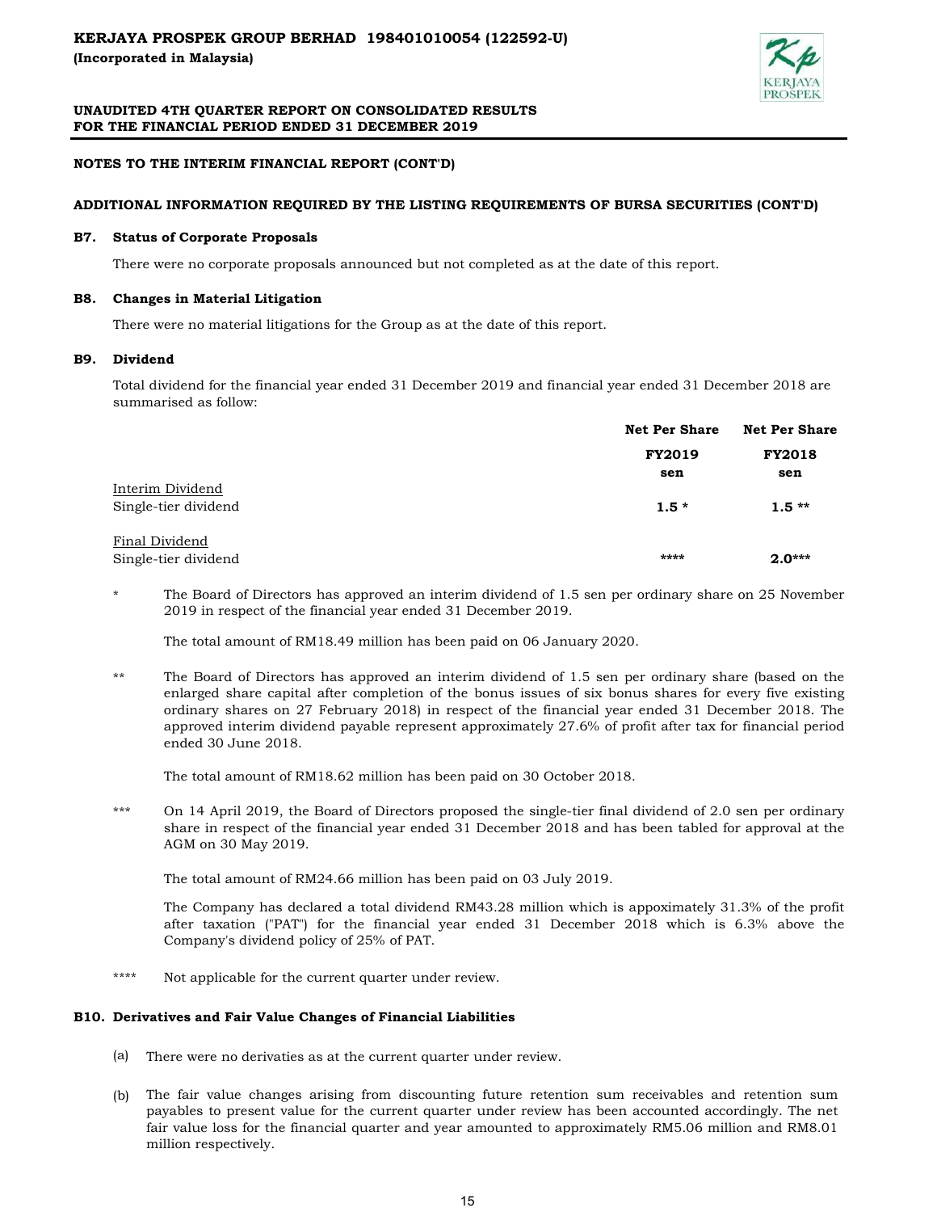# NOTES TO THE INTERIM FINANCIAL REPORT (CONT'D)

## ADDITIONAL INFORMATION REQUIRED BY THE LISTING REQUIREMENTS OF BURSA SECURITIES (CONT'D)

### B7. Status of Corporate Proposals

There were no corporate proposals announced but not completed as at the date of this report.

### B8. Changes in Material Litigation

There were no material litigations for the Group as at the date of this report.

### B9. Dividend

Total dividend for the financial year ended 31 December 2019 and financial year ended 31 December 2018 are summarised as follow:

| | Net Per Share | Net Per Share |
|---|---|---|
| | **FY2019** | **FY2018** |
| | **sen** | **sen** |
| Interim Dividend | | |
| Single-tier dividend | **1.5 *** | **1.5 **** |
| | | |
| Final Dividend | | |
| Single-tier dividend | ****** | **2.0***** |

\* The Board of Directors has approved an interim dividend of 1.5 sen per ordinary share on 25 November 2019 in respect of the financial year ended 31 December 2019.

The total amount of RM18.49 million has been paid on 06 January 2020.

** The Board of Directors has approved an interim dividend of 1.5 sen per ordinary share (based on the enlarged share capital after completion of the bonus issues of six bonus shares for every five existing ordinary shares on 27 February 2018) in respect of the financial year ended 31 December 2018. The approved interim dividend payable represent approximately 27.6% of profit after tax for financial period ended 30 June 2018.

The total amount of RM18.62 million has been paid on 30 October 2018.

*** On 14 April 2019, the Board of Directors proposed the single-tier final dividend of 2.0 sen per ordinary share in respect of the financial year ended 31 December 2018 and has been tabled for approval at the AGM on 30 May 2019.

The total amount of RM24.66 million has been paid on 03 July 2019.

The Company has declared a total dividend RM43.28 million which is appoximately 31.3% of the profit after taxation ("PAT") for the financial year ended 31 December 2018 which is 6.3% above the Company's dividend policy of 25% of PAT.

**** Not applicable for the current quarter under review.

### B10. Derivatives and Fair Value Changes of Financial Liabilities

(a) There were no derivaties as at the current quarter under review.

(b) The fair value changes arising from discounting future retention sum receivables and retention sum payables to present value for the current quarter under review has been accounted accordingly. The net fair value loss for the financial quarter and year amounted to approximately RM5.06 million and RM8.01 million respectively.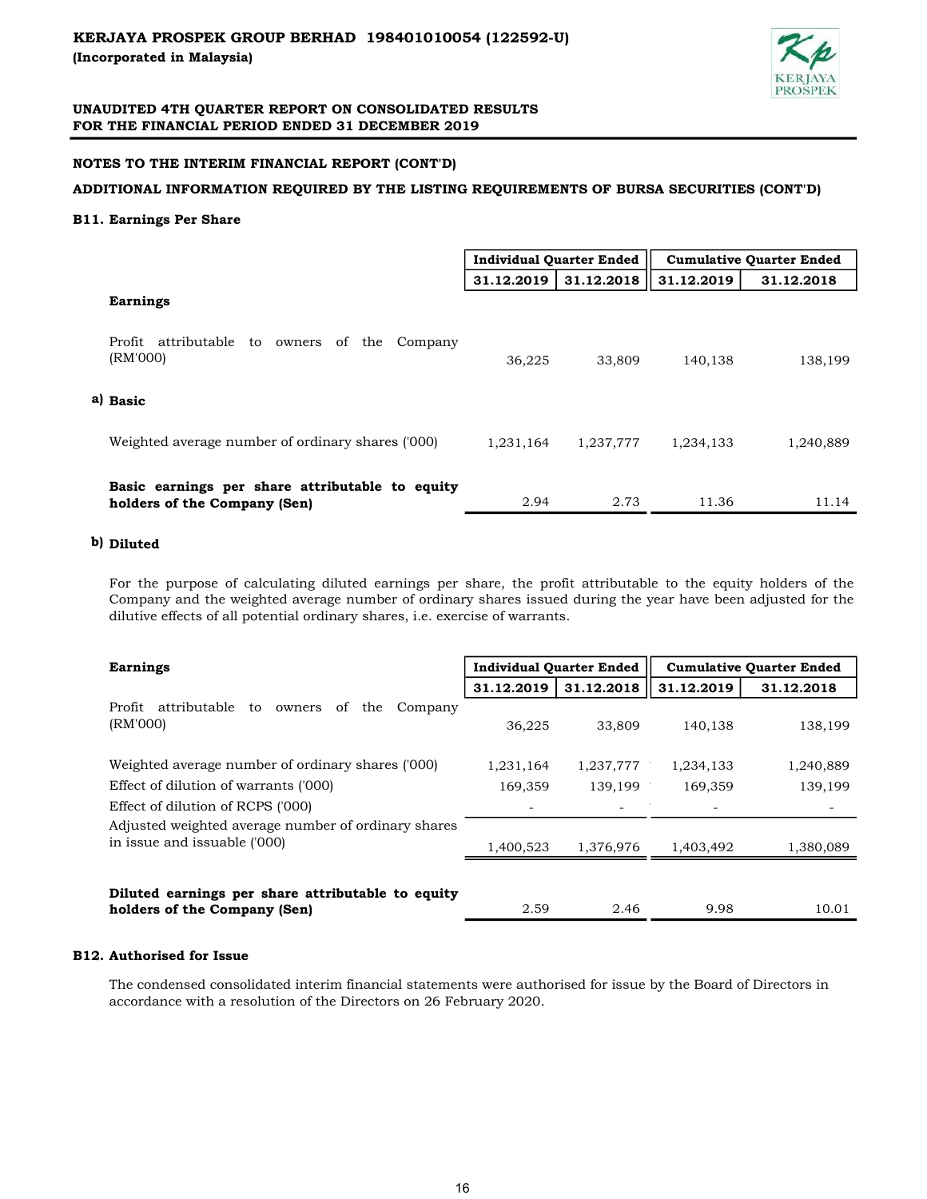**KERJAYA PROSPEK GROUP BERHAD 198401010054 (122592-U)**
**(Incorporated in Malaysia)**

**UNAUDITED 4TH QUARTER REPORT ON CONSOLIDATED RESULTS**
**FOR THE FINANCIAL PERIOD ENDED 31 DECEMBER 2019**

**NOTES TO THE INTERIM FINANCIAL REPORT (CONT'D)**

**ADDITIONAL INFORMATION REQUIRED BY THE LISTING REQUIREMENTS OF BURSA SECURITIES (CONT'D)**

### B11. Earnings Per Share

| | Individual Quarter Ended | | Cumulative Quarter Ended | |
|---|---|---|---|---|
| | **31.12.2019** | **31.12.2018** | **31.12.2019** | **31.12.2018** |
| **Earnings** | | | | |
| Profit attributable to owners of the Company (RM'000) | 36,225 | 33,809 | 140,138 | 138,199 |
| **a) Basic** | | | | |
| Weighted average number of ordinary shares ('000) | 1,231,164 | 1,237,777 | 1,234,133 | 1,240,889 |
| **Basic earnings per share attributable to equity holders of the Company (Sen)** | 2.94 | 2.73 | 11.36 | 11.14 |

**b) Diluted**

For the purpose of calculating diluted earnings per share, the profit attributable to the equity holders of the Company and the weighted average number of ordinary shares issued during the year have been adjusted for the dilutive effects of all potential ordinary shares, i.e. exercise of warrants.

| **Earnings** | Individual Quarter Ended | | Cumulative Quarter Ended | |
|---|---|---|---|---|
| | **31.12.2019** | **31.12.2018** | **31.12.2019** | **31.12.2018** |
| Profit attributable to owners of the Company (RM'000) | 36,225 | 33,809 | 140,138 | 138,199 |
| Weighted average number of ordinary shares ('000) | 1,231,164 | 1,237,777 | 1,234,133 | 1,240,889 |
| Effect of dilution of warrants ('000) | 169,359 | 139,199 | 169,359 | 139,199 |
| Effect of dilution of RCPS ('000) | - | - | - | - |
| Adjusted weighted average number of ordinary shares in issue and issuable ('000) | 1,400,523 | 1,376,976 | 1,403,492 | 1,380,089 |
| **Diluted earnings per share attributable to equity holders of the Company (Sen)** | 2.59 | 2.46 | 9.98 | 10.01 |

### B12. Authorised for Issue

The condensed consolidated interim financial statements were authorised for issue by the Board of Directors in accordance with a resolution of the Directors on 26 February 2020.